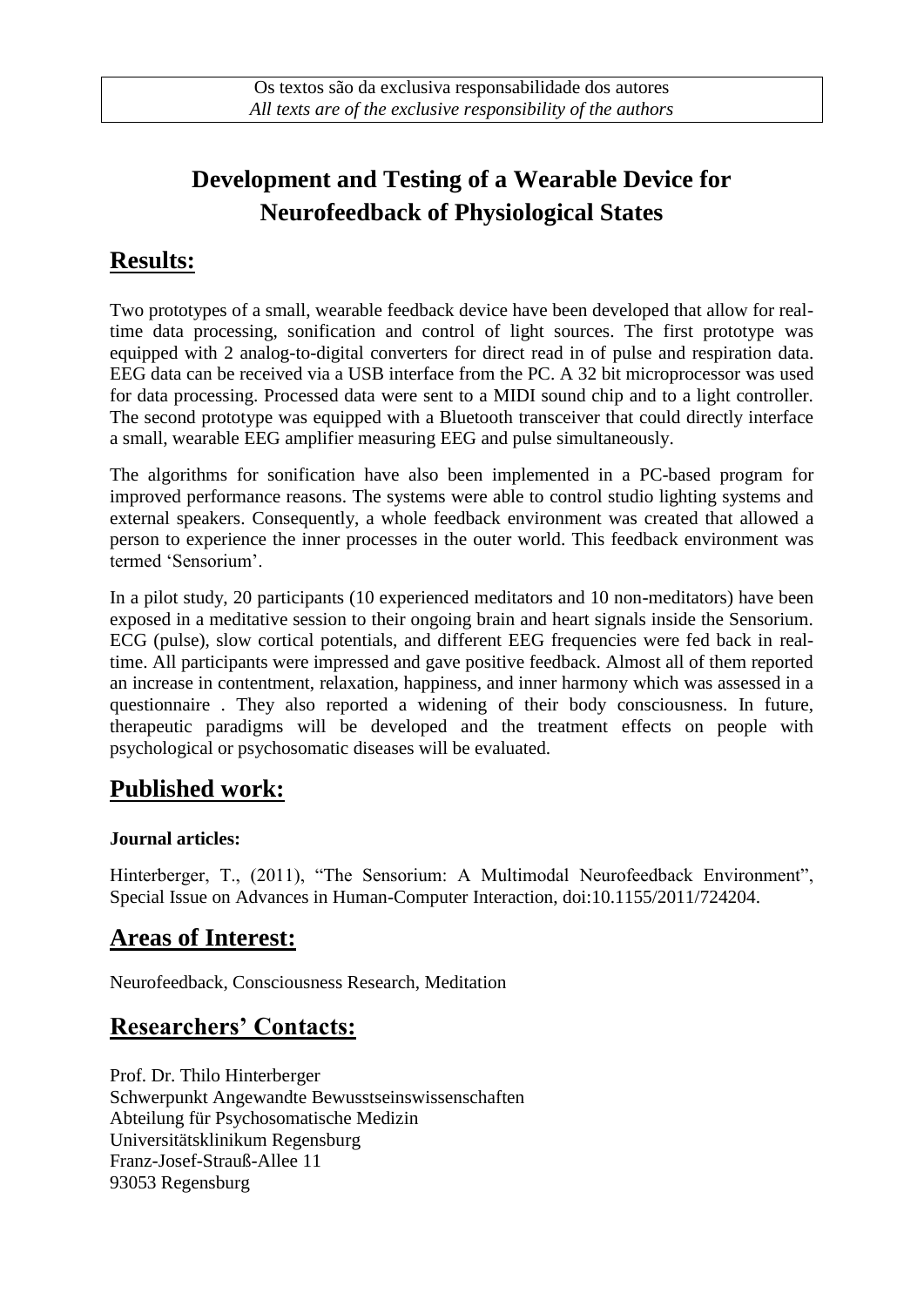Os textos são da exclusiva responsabilidade dos autores
*All texts are of the exclusive responsibility of the authors*

# Development and Testing of a Wearable Device for Neurofeedback of Physiological States

## Results:

Two prototypes of a small, wearable feedback device have been developed that allow for real-time data processing, sonification and control of light sources. The first prototype was equipped with 2 analog-to-digital converters for direct read in of pulse and respiration data. EEG data can be received via a USB interface from the PC. A 32 bit microprocessor was used for data processing. Processed data were sent to a MIDI sound chip and to a light controller. The second prototype was equipped with a Bluetooth transceiver that could directly interface a small, wearable EEG amplifier measuring EEG and pulse simultaneously.

The algorithms for sonification have also been implemented in a PC-based program for improved performance reasons. The systems were able to control studio lighting systems and external speakers. Consequently, a whole feedback environment was created that allowed a person to experience the inner processes in the outer world. This feedback environment was termed 'Sensorium'.

In a pilot study, 20 participants (10 experienced meditators and 10 non-meditators) have been exposed in a meditative session to their ongoing brain and heart signals inside the Sensorium. ECG (pulse), slow cortical potentials, and different EEG frequencies were fed back in real-time. All participants were impressed and gave positive feedback. Almost all of them reported an increase in contentment, relaxation, happiness, and inner harmony which was assessed in a questionnaire . They also reported a widening of their body consciousness. In future, therapeutic paradigms will be developed and the treatment effects on people with psychological or psychosomatic diseases will be evaluated.

## Published work:

**Journal articles:**

Hinterberger, T., (2011), "The Sensorium: A Multimodal Neurofeedback Environment", Special Issue on Advances in Human-Computer Interaction, doi:10.1155/2011/724204.

## Areas of Interest:

Neurofeedback, Consciousness Research, Meditation

## Researchers' Contacts:

Prof. Dr. Thilo Hinterberger
Schwerpunkt Angewandte Bewusstseinswissenschaften
Abteilung für Psychosomatische Medizin
Universitätsklinikum Regensburg
Franz-Josef-Strauß-Allee 11
93053 Regensburg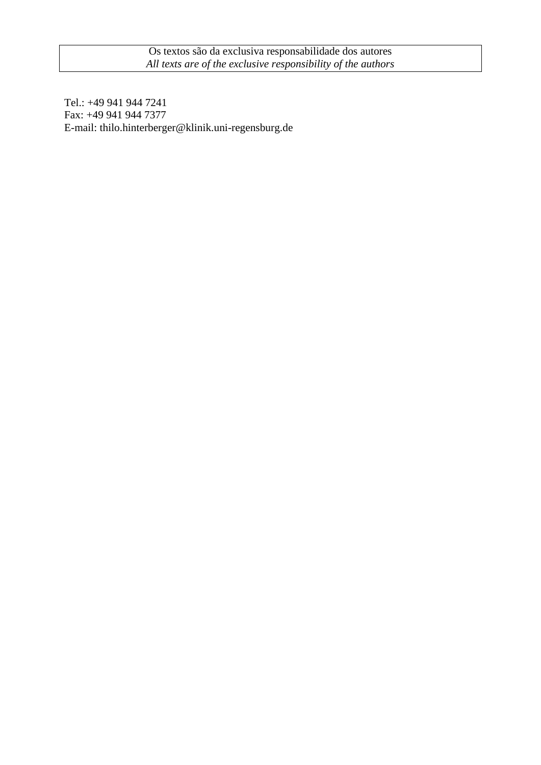Os textos são da exclusiva responsabilidade dos autores
*All texts are of the exclusive responsibility of the authors*

Tel.: +49 941 944 7241
Fax: +49 941 944 7377
E-mail: thilo.hinterberger@klinik.uni-regensburg.de